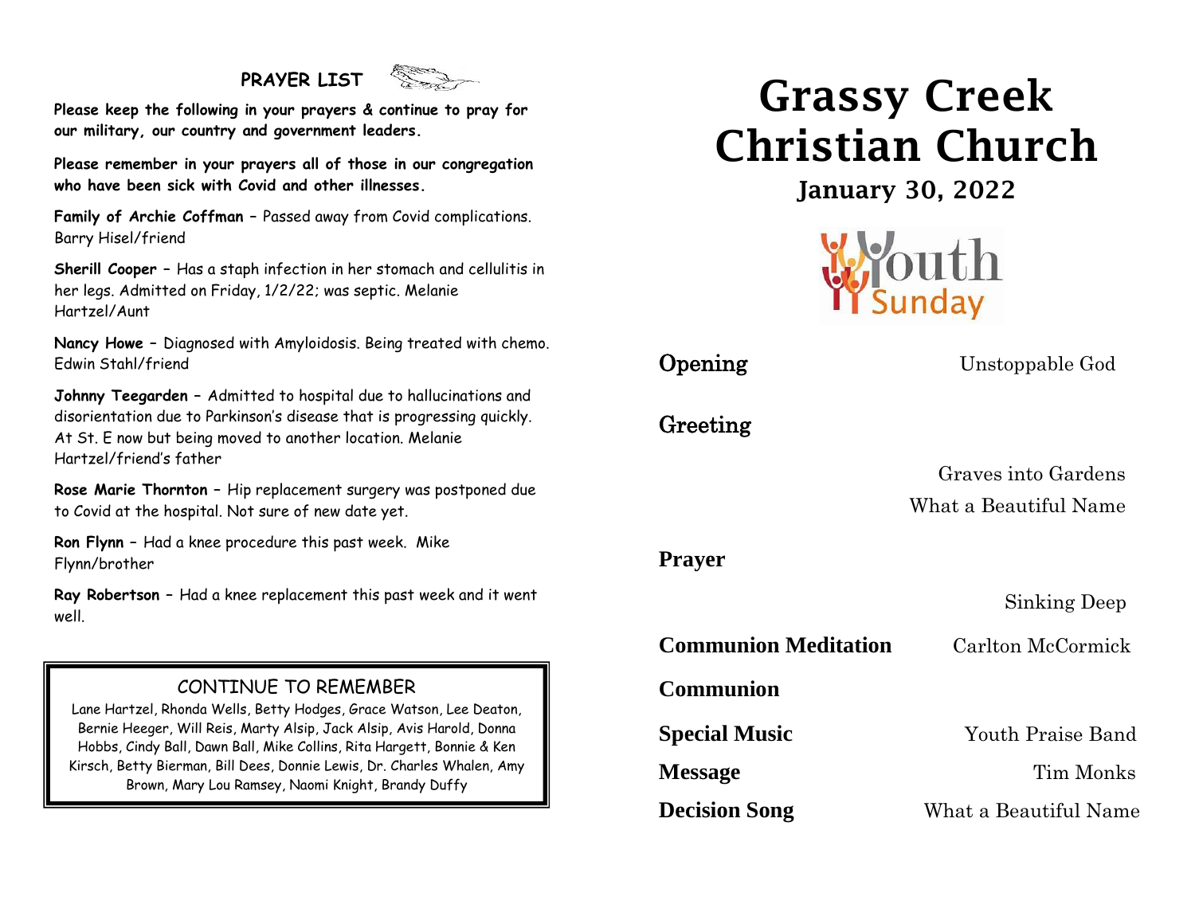## PRAYER LIST

**Please keep the following in your prayers & continue to pray for our military, our country and government leaders.**

**Please remember in your prayers all of those in our congregation who have been sick with Covid and other illnesses.**

**Family of Archie Coffman** – Passed away from Covid complications. Barry Hisel/friend

**Sherill Cooper** – Has a staph infection in her stomach and cellulitis in her legs. Admitted on Friday, 1/2/22; was septic. Melanie Hartzel/Aunt

**Nancy Howe** – Diagnosed with Amyloidosis. Being treated with chemo. Edwin Stahl/friend

**Johnny Teegarden** – Admitted to hospital due to hallucinations and disorientation due to Parkinson's disease that is progressing quickly. At St. E now but being moved to another location. Melanie Hartzel/friend's father

**Rose Marie Thornton** – Hip replacement surgery was postponed due to Covid at the hospital. Not sure of new date yet.

**Ron Flynn** – Had a knee procedure this past week. Mike Flynn/brother

**Ray Robertson** – Had a knee replacement this past week and it went well.

### CONTINUE TO REMEMBER

Lane Hartzel, Rhonda Wells, Betty Hodges, Grace Watson, Lee Deaton, Bernie Heeger, Will Reis, Marty Alsip, Jack Alsip, Avis Harold, Donna Hobbs, Cindy Ball, Dawn Ball, Mike Collins, Rita Hargett, Bonnie & Ken Kirsch, Betty Bierman, Bill Dees, Donnie Lewis, Dr. Charles Whalen, Amy Brown, Mary Lou Ramsey, Naomi Knight, Brandy Duffy

# Grassy Creek Christian Church

## January 30, 2022

Youth Sunday

**Opening** — Unstoppable God

**Greeting**

Graves into Gardens
What a Beautiful Name

**Prayer**

Sinking Deep

**Communion Meditation** — Carlton McCormick

**Communion**

**Special Music** — Youth Praise Band

**Message** — Tim Monks

**Decision Song** — What a Beautiful Name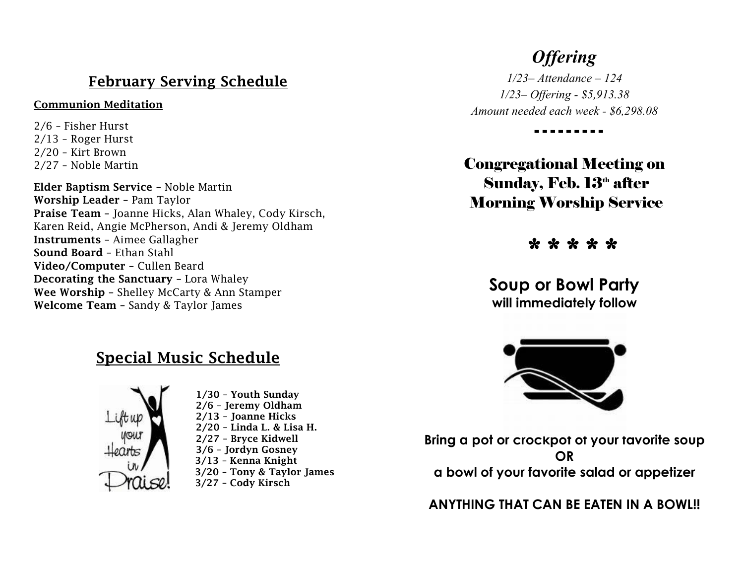## February Serving Schedule

**Communion Meditation**

2/6 – Fisher Hurst
2/13 – Roger Hurst
2/20 – Kirt Brown
2/27 – Noble Martin

**Elder Baptism Service** – Noble Martin
**Worship Leader** – Pam Taylor
**Praise Team** – Joanne Hicks, Alan Whaley, Cody Kirsch, Karen Reid, Angie McPherson, Andi & Jeremy Oldham
**Instruments** – Aimee Gallagher
**Sound Board** – Ethan Stahl
**Video/Computer** – Cullen Beard
**Decorating the Sanctuary** – Lora Whaley
**Wee Worship** – Shelley McCarty & Ann Stamper
**Welcome Team** – Sandy & Taylor James

## Special Music Schedule

**1/30 – Youth Sunday**
**2/6 – Jeremy Oldham**
**2/13 – Joanne Hicks**
**2/20 – Linda L. & Lisa H.**
**2/27 – Bryce Kidwell**
**3/6 – Jordyn Gosney**
**3/13 – Kenna Knight**
**3/20 – Tony & Taylor James**
**3/27 – Cody Kirsch**

## *Offering*

*1/23– Attendance – 124*
*1/23– Offering - $5,913.38*
*Amount needed each week - $6,298.08*

---

## Congregational Meeting on Sunday, Feb. 13th after Morning Worship Service

\* \* \* \* \*

### Soup or Bowl Party

**will immediately follow**

**Bring a pot or crockpot of your favorite soup**
**OR**
**a bowl of your favorite salad or appetizer**

**ANYTHING THAT CAN BE EATEN IN A BOWL!!**